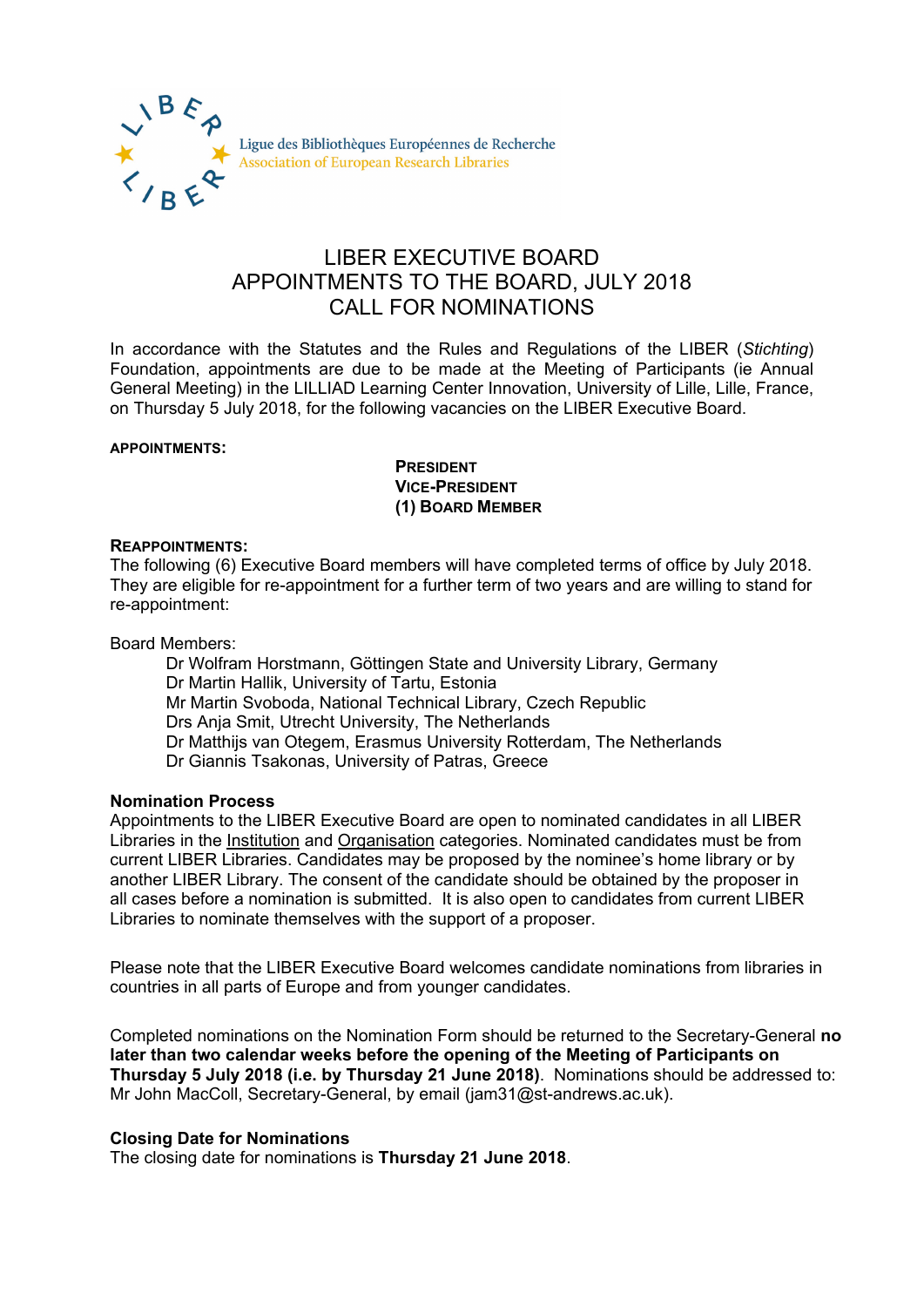Ligue des Bibliothèques Européennes de Recherche
Association of European Research Libraries

# LIBER EXECUTIVE BOARD
# APPOINTMENTS TO THE BOARD, JULY 2018
# CALL FOR NOMINATIONS

In accordance with the Statutes and the Rules and Regulations of the LIBER (*Stichting*) Foundation, appointments are due to be made at the Meeting of Participants (ie Annual General Meeting) in the LILLIAD Learning Center Innovation, University of Lille, Lille, France, on Thursday 5 July 2018, for the following vacancies on the LIBER Executive Board.

**APPOINTMENTS:**

**PRESIDENT**
**VICE-PRESIDENT**
**(1) BOARD MEMBER**

**REAPPOINTMENTS:**
The following (6) Executive Board members will have completed terms of office by July 2018. They are eligible for re-appointment for a further term of two years and are willing to stand for re-appointment:

Board Members:

- Dr Wolfram Horstmann, Göttingen State and University Library, Germany
- Dr Martin Hallik, University of Tartu, Estonia
- Mr Martin Svoboda, National Technical Library, Czech Republic
- Drs Anja Smit, Utrecht University, The Netherlands
- Dr Matthijs van Otegem, Erasmus University Rotterdam, The Netherlands
- Dr Giannis Tsakonas, University of Patras, Greece

**Nomination Process**
Appointments to the LIBER Executive Board are open to nominated candidates in all LIBER Libraries in the Institution and Organisation categories. Nominated candidates must be from current LIBER Libraries. Candidates may be proposed by the nominee's home library or by another LIBER Library. The consent of the candidate should be obtained by the proposer in all cases before a nomination is submitted. It is also open to candidates from current LIBER Libraries to nominate themselves with the support of a proposer.

Please note that the LIBER Executive Board welcomes candidate nominations from libraries in countries in all parts of Europe and from younger candidates.

Completed nominations on the Nomination Form should be returned to the Secretary-General **no later than two calendar weeks before the opening of the Meeting of Participants on Thursday 5 July 2018 (i.e. by Thursday 21 June 2018)**. Nominations should be addressed to: Mr John MacColl, Secretary-General, by email (jam31@st-andrews.ac.uk).

**Closing Date for Nominations**
The closing date for nominations is **Thursday 21 June 2018**.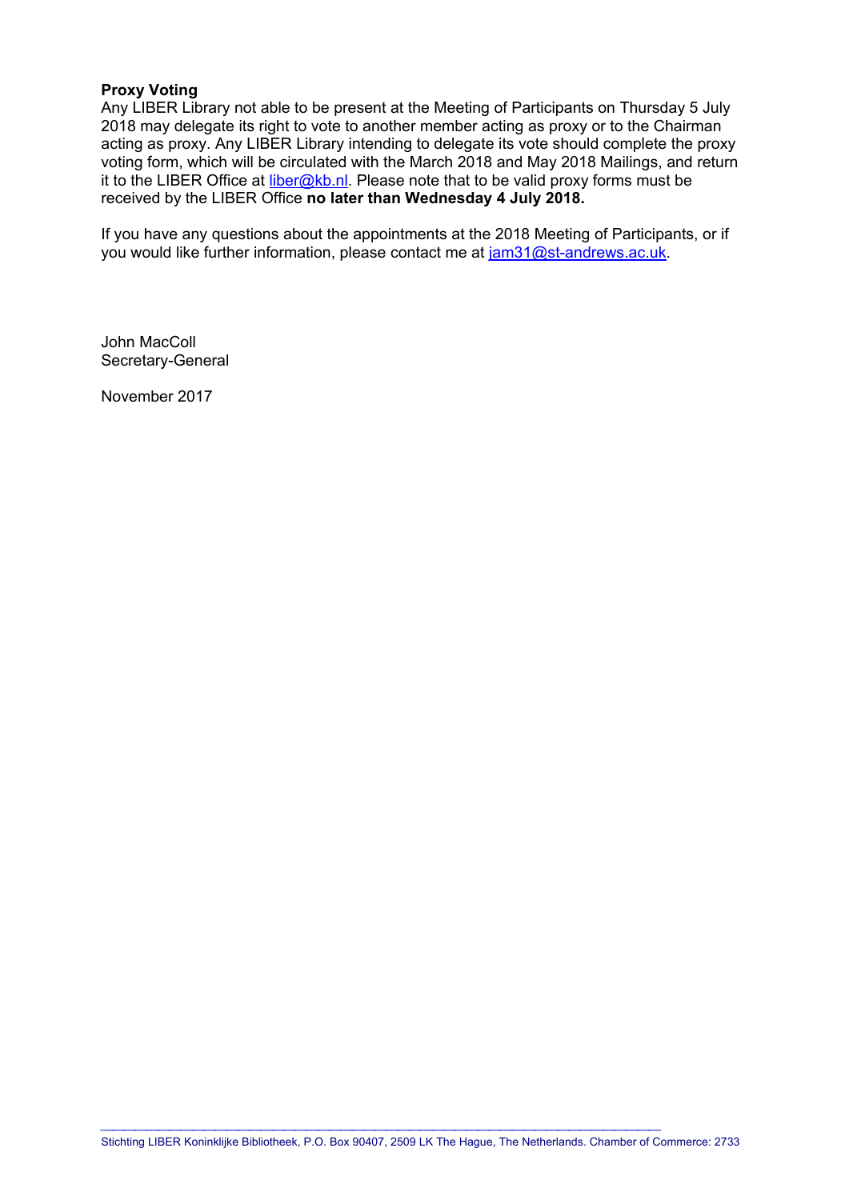**Proxy Voting**

Any LIBER Library not able to be present at the Meeting of Participants on Thursday 5 July 2018 may delegate its right to vote to another member acting as proxy or to the Chairman acting as proxy. Any LIBER Library intending to delegate its vote should complete the proxy voting form, which will be circulated with the March 2018 and May 2018 Mailings, and return it to the LIBER Office at liber@kb.nl. Please note that to be valid proxy forms must be received by the LIBER Office **no later than Wednesday 4 July 2018.**

If you have any questions about the appointments at the 2018 Meeting of Participants, or if you would like further information, please contact me at jam31@st-andrews.ac.uk.

John MacColl
Secretary-General

November 2017

Stichting LIBER Koninklijke Bibliotheek, P.O. Box 90407, 2509 LK The Hague, The Netherlands. Chamber of Commerce: 2733